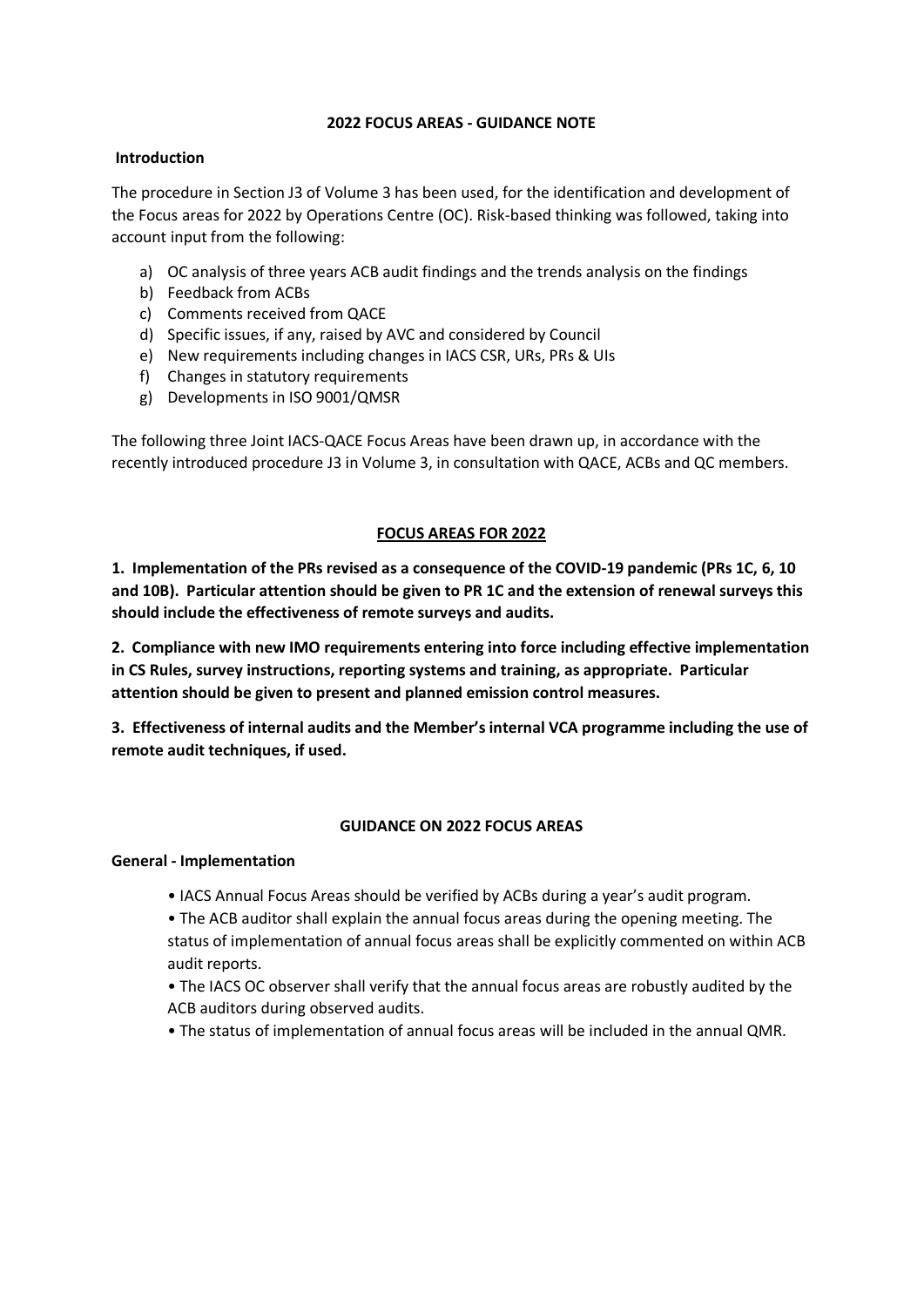## 2022 FOCUS AREAS - GUIDANCE NOTE

### Introduction

The procedure in Section J3 of Volume 3 has been used, for the identification and development of the Focus areas for 2022 by Operations Centre (OC). Risk-based thinking was followed, taking into account input from the following:

a) OC analysis of three years ACB audit findings and the trends analysis on the findings
b) Feedback from ACBs
c) Comments received from QACE
d) Specific issues, if any, raised by AVC and considered by Council
e) New requirements including changes in IACS CSR, URs, PRs & UIs
f) Changes in statutory requirements
g) Developments in ISO 9001/QMSR

The following three Joint IACS-QACE Focus Areas have been drawn up, in accordance with the recently introduced procedure J3 in Volume 3, in consultation with QACE, ACBs and QC members.

## FOCUS AREAS FOR 2022

**1. Implementation of the PRs revised as a consequence of the COVID-19 pandemic (PRs 1C, 6, 10 and 10B). Particular attention should be given to PR 1C and the extension of renewal surveys this should include the effectiveness of remote surveys and audits.**

**2. Compliance with new IMO requirements entering into force including effective implementation in CS Rules, survey instructions, reporting systems and training, as appropriate. Particular attention should be given to present and planned emission control measures.**

**3. Effectiveness of internal audits and the Member's internal VCA programme including the use of remote audit techniques, if used.**

## GUIDANCE ON 2022 FOCUS AREAS

### General - Implementation

- IACS Annual Focus Areas should be verified by ACBs during a year's audit program.
- The ACB auditor shall explain the annual focus areas during the opening meeting. The status of implementation of annual focus areas shall be explicitly commented on within ACB audit reports.
- The IACS OC observer shall verify that the annual focus areas are robustly audited by the ACB auditors during observed audits.
- The status of implementation of annual focus areas will be included in the annual QMR.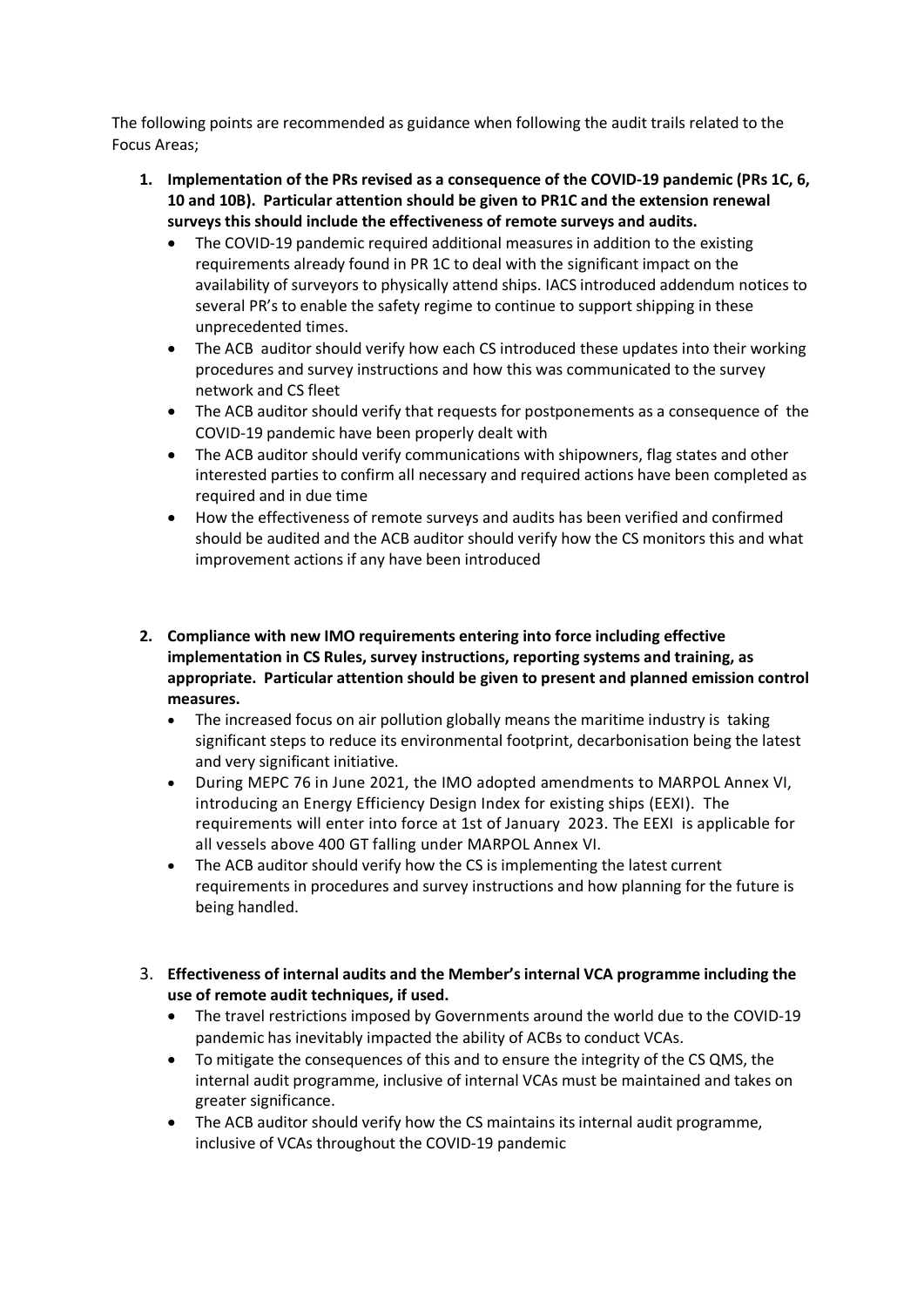The following points are recommended as guidance when following the audit trails related to the Focus Areas;

1. **Implementation of the PRs revised as a consequence of the COVID-19 pandemic (PRs 1C, 6, 10 and 10B). Particular attention should be given to PR1C and the extension renewal surveys this should include the effectiveness of remote surveys and audits.**
   - The COVID-19 pandemic required additional measures in addition to the existing requirements already found in PR 1C to deal with the significant impact on the availability of surveyors to physically attend ships. IACS introduced addendum notices to several PR's to enable the safety regime to continue to support shipping in these unprecedented times.
   - The ACB auditor should verify how each CS introduced these updates into their working procedures and survey instructions and how this was communicated to the survey network and CS fleet
   - The ACB auditor should verify that requests for postponements as a consequence of the COVID-19 pandemic have been properly dealt with
   - The ACB auditor should verify communications with shipowners, flag states and other interested parties to confirm all necessary and required actions have been completed as required and in due time
   - How the effectiveness of remote surveys and audits has been verified and confirmed should be audited and the ACB auditor should verify how the CS monitors this and what improvement actions if any have been introduced

2. **Compliance with new IMO requirements entering into force including effective implementation in CS Rules, survey instructions, reporting systems and training, as appropriate. Particular attention should be given to present and planned emission control measures.**
   - The increased focus on air pollution globally means the maritime industry is taking significant steps to reduce its environmental footprint, decarbonisation being the latest and very significant initiative.
   - During MEPC 76 in June 2021, the IMO adopted amendments to MARPOL Annex VI, introducing an Energy Efficiency Design Index for existing ships (EEXI). The requirements will enter into force at 1st of January 2023. The EEXI is applicable for all vessels above 400 GT falling under MARPOL Annex VI.
   - The ACB auditor should verify how the CS is implementing the latest current requirements in procedures and survey instructions and how planning for the future is being handled.

3. **Effectiveness of internal audits and the Member's internal VCA programme including the use of remote audit techniques, if used.**
   - The travel restrictions imposed by Governments around the world due to the COVID-19 pandemic has inevitably impacted the ability of ACBs to conduct VCAs.
   - To mitigate the consequences of this and to ensure the integrity of the CS QMS, the internal audit programme, inclusive of internal VCAs must be maintained and takes on greater significance.
   - The ACB auditor should verify how the CS maintains its internal audit programme, inclusive of VCAs throughout the COVID-19 pandemic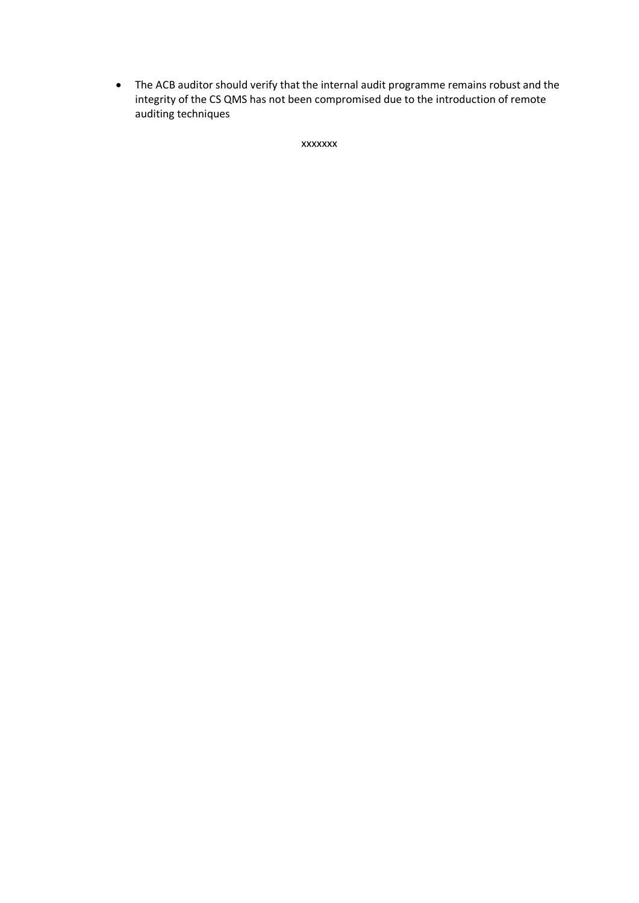- The ACB auditor should verify that the internal audit programme remains robust and the integrity of the CS QMS has not been compromised due to the introduction of remote auditing techniques

xxxxxxx